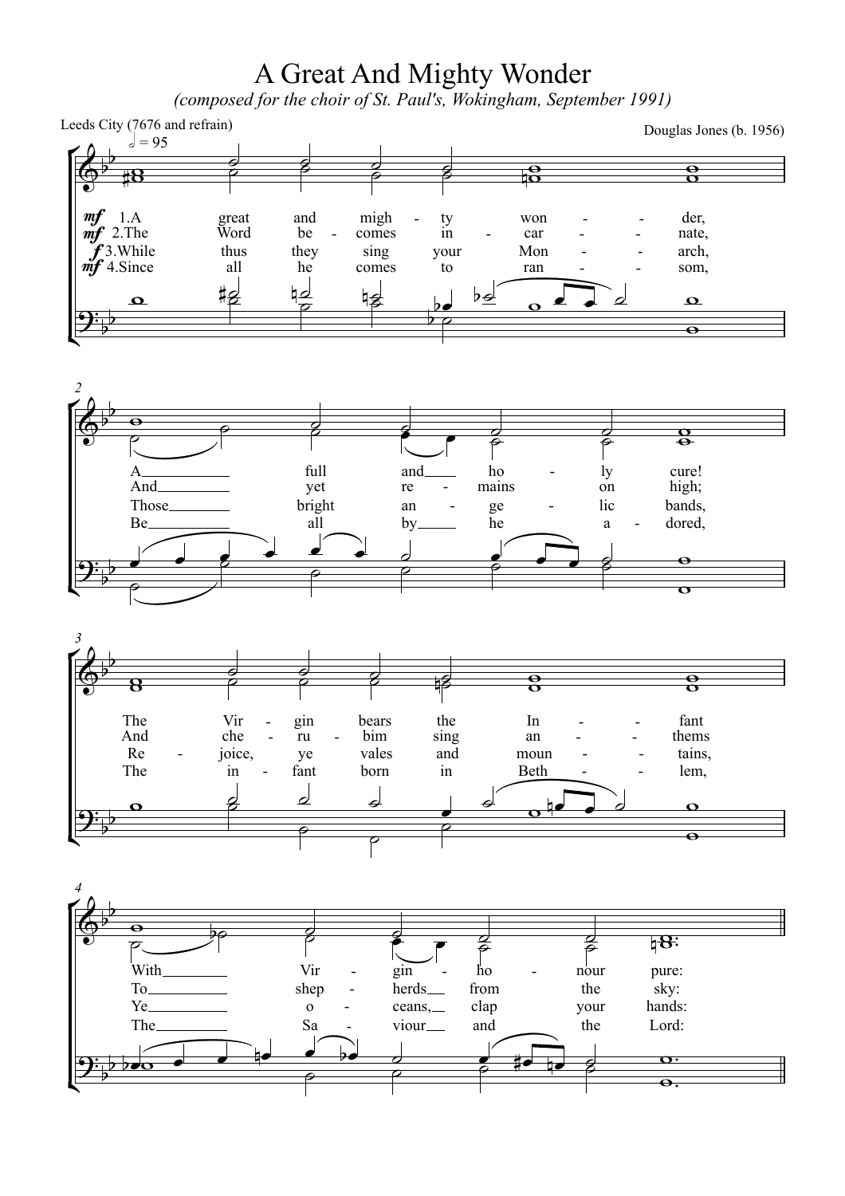# A Great And Mighty Wonder

*(composed for the choir of St. Paul's, Wokingham, September 1991)*

Leeds City (7676 and refrain)

Douglas Jones (b. 1956)

𝅗𝅥 = 95

*mf* 1. A great and mighty wonder, A full and holy cure! The Virgin bears the Infant With Virgin-honour pure:

*mf* 2. The Word becomes incarnate, And yet remains on high; And cherubim sing anthems To shepherds from the sky:

*f* 3. While thus they sing your Monarch, Those bright angelic bands, Rejoice, ye vales and mountains, Ye oceans, clap your hands:

*mf* 4. Since all he comes to ransom, Be all by he adored, The infant born in Bethlem, The Saviour and the Lord: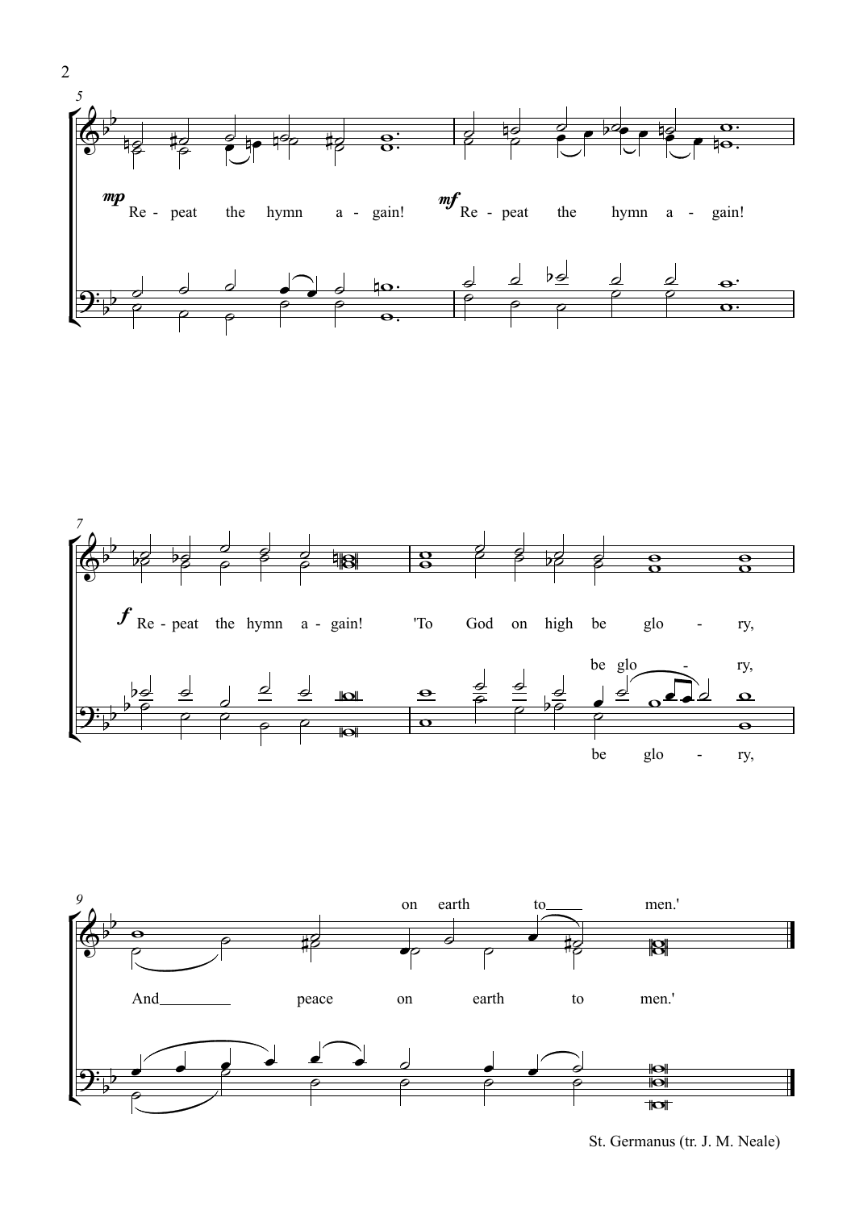Re - peat the hymn a - gain! Re - peat the hymn a - gain!

Re - peat the hymn a - gain! 'To God on high be glo - ry,

be glo - ry,

be glo - ry,

on earth to men.'

And peace on earth to men.'

St. Germanus (tr. J. M. Neale)